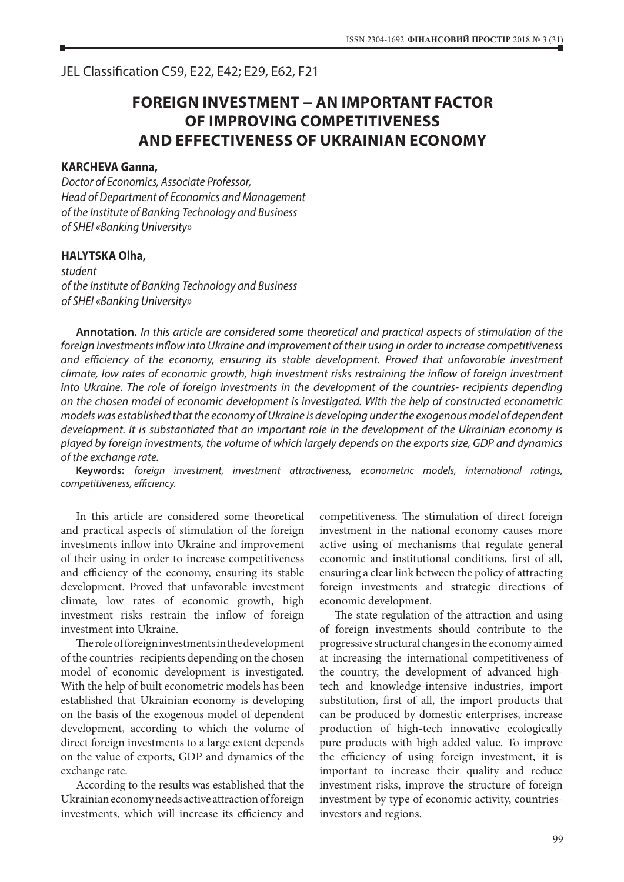JEL Classification C59, E22, E42; E29, E62, F21

# FOREIGN INVESTMENT – AN IMPORTANT FACTOR OF IMPROVING COMPETITIVENESS AND EFFECTIVENESS OF UKRAINIAN ECONOMY

**KARCHEVA Ganna,**
*Doctor of Economics, Associate Professor,*
*Head of Department of Economics and Management*
*of the Institute of Banking Technology and Business*
*of SHEI «Banking University»*

**HALYTSKA Olha,**
*student*
*of the Institute of Banking Technology and Business*
*of SHEI «Banking University»*

**Annotation.** *In this article are considered some theoretical and practical aspects of stimulation of the foreign investments inflow into Ukraine and improvement of their using in order to increase competitiveness and efficiency of the economy, ensuring its stable development. Proved that unfavorable investment climate, low rates of economic growth, high investment risks restraining the inflow of foreign investment into Ukraine. The role of foreign investments in the development of the countries- recipients depending on the chosen model of economic development is investigated. With the help of constructed econometric models was established that the economy of Ukraine is developing under the exogenous model of dependent development. It is substantiated that an important role in the development of the Ukrainian economy is played by foreign investments, the volume of which largely depends on the exports size, GDP and dynamics of the exchange rate.*

**Keywords:** *foreign investment, investment attractiveness, econometric models, international ratings, competitiveness, efficiency.*

In this article are considered some theoretical and practical aspects of stimulation of the foreign investments inflow into Ukraine and improvement of their using in order to increase competitiveness and efficiency of the economy, ensuring its stable development. Proved that unfavorable investment climate, low rates of economic growth, high investment risks restrain the inflow of foreign investment into Ukraine.

The role of foreign investments in the development of the countries- recipients depending on the chosen model of economic development is investigated. With the help of built econometric models has been established that Ukrainian economy is developing on the basis of the exogenous model of dependent development, according to which the volume of direct foreign investments to a large extent depends on the value of exports, GDP and dynamics of the exchange rate.

According to the results was established that the Ukrainian economy needs active attraction of foreign investments, which will increase its efficiency and competitiveness. The stimulation of direct foreign investment in the national economy causes more active using of mechanisms that regulate general economic and institutional conditions, first of all, ensuring a clear link between the policy of attracting foreign investments and strategic directions of economic development.

The state regulation of the attraction and using of foreign investments should contribute to the progressive structural changes in the economy aimed at increasing the international competitiveness of the country, the development of advanced high-tech and knowledge-intensive industries, import substitution, first of all, the import products that can be produced by domestic enterprises, increase production of high-tech innovative ecologically pure products with high added value. To improve the efficiency of using foreign investment, it is important to increase their quality and reduce investment risks, improve the structure of foreign investment by type of economic activity, countries-investors and regions.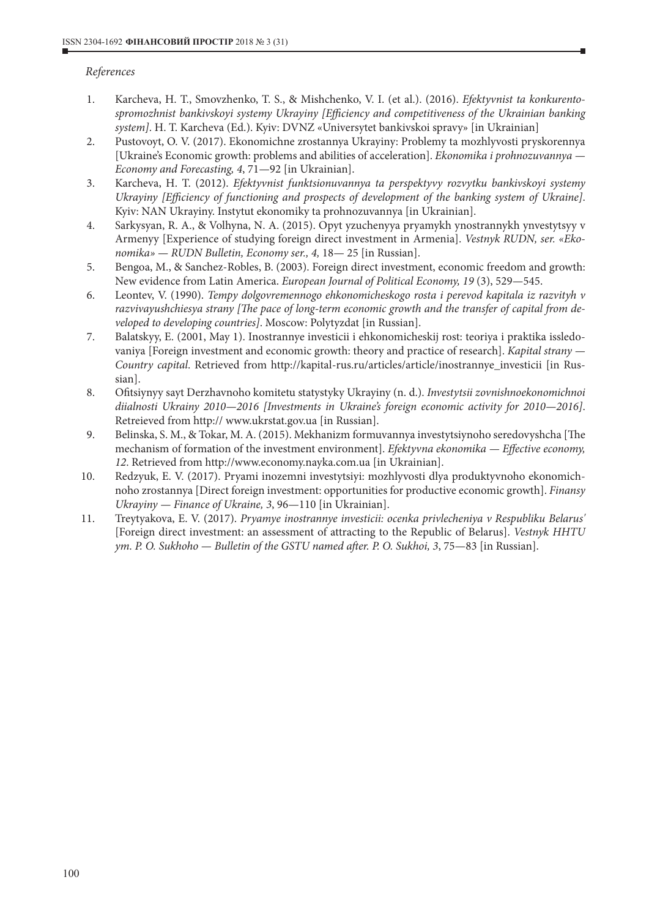*References*

1. Karcheva, H. T., Smovzhenko, T. S., & Mishchenko, V. I. (et al.). (2016). *Efektyvnist ta konkurentospromozhnist bankivskoyi systemy Ukrayiny [Efficiency and competitiveness of the Ukrainian banking system]*. H. T. Karcheva (Ed.). Kyiv: DVNZ «Universytet bankivskoi spravy» [in Ukrainian]
2. Pustovoyt, O. V. (2017). Ekonomichne zrostannya Ukrayiny: Problemy ta mozhlyvosti pryskorennya [Ukraine's Economic growth: problems and abilities of acceleration]. *Ekonomika i prohnozuvannya — Economy and Forecasting, 4*, 71—92 [in Ukrainian].
3. Karcheva, H. T. (2012). *Efektyvnist funktsionuvannya ta perspektyvy rozvytku bankivskoyi systemy Ukrayiny [Efficiency of functioning and prospects of development of the banking system of Ukraine]*. Kyiv: NAN Ukrayiny. Instytut ekonomiky ta prohnozuvannya [in Ukrainian].
4. Sarkysyan, R. A., & Volhyna, N. A. (2015). Opyt yzuchenyya pryamykh ynostrannykh ynvestytsyy v Armenyy [Experience of studying foreign direct investment in Armenia]. *Vestnyk RUDN, ser. «Ekonomika» — RUDN Bulletin, Economy ser., 4,* 18— 25 [in Russian].
5. Bengoa, M., & Sanchez-Robles, B. (2003). Foreign direct investment, economic freedom and growth: New evidence from Latin America. *European Journal of Political Economy, 19* (3), 529—545.
6. Leontev, V. (1990). *Tempy dolgovremennogo ehkonomicheskogo rosta i perevod kapitala iz razvityh v razvivayushchiesya strany [The pace of long-term economic growth and the transfer of capital from developed to developing countries]*. Moscow: Polytyzdat [in Russian].
7. Balatskyy, E. (2001, May 1). Inostrannye investicii i ehkonomicheskij rost: teoriya i praktika issledovaniya [Foreign investment and economic growth: theory and practice of research]. *Kapital strany — Country capital*. Retrieved from http://kapital-rus.ru/articles/article/inostrannye_investicii [in Russian].
8. Ofitsiynyy sayt Derzhavnoho komitetu statystyky Ukrayiny (n. d.). *Investytsii zovnishnoekonomichnoi diialnosti Ukrainy 2010—2016 [Investments in Ukraine's foreign economic activity for 2010—2016]*. Retreieved from http:// www.ukrstat.gov.ua [in Russian].
9. Belinska, S. M., & Tokar, M. A. (2015). Mekhanizm formuvannya investytsiynoho seredovyshcha [The mechanism of formation of the investment environment]. *Efektyvna ekonomika — Effective economy, 12*. Retrieved from http://www.economy.nayka.com.ua [in Ukrainian].
10. Redzyuk, E. V. (2017). Pryami inozemni investytsiyi: mozhlyvosti dlya produktyvnoho ekonomichnoho zrostannya [Direct foreign investment: opportunities for productive economic growth]. *Finansy Ukrayiny — Finance of Ukraine, 3*, 96—110 [in Ukrainian].
11. Treytyakova, E. V. (2017). *Pryamye inostrannye investicii: ocenka privlecheniya v Respubliku Belarus'* [Foreign direct investment: an assessment of attracting to the Republic of Belarus]. *Vestnyk HHTU ym. P. O. Sukhoho — Bulletin of the GSTU named after. P. O. Sukhoi, 3*, 75—83 [in Russian].